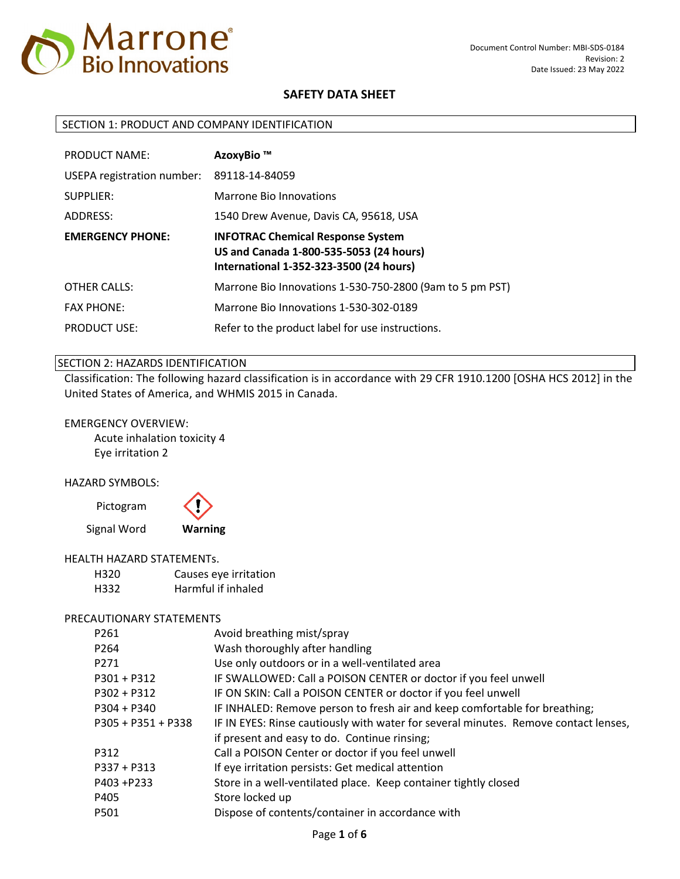Document Control Number: MBI-SDS-0184
Revision: 2
Date Issued: 23 May 2022

# SAFETY DATA SHEET

## SECTION 1: PRODUCT AND COMPANY IDENTIFICATION

| | |
|---|---|
| PRODUCT NAME: | **AzoxyBio ™** |
| USEPA registration number: | 89118-14-84059 |
| SUPPLIER: | Marrone Bio Innovations |
| ADDRESS: | 1540 Drew Avenue, Davis CA, 95618, USA |
| **EMERGENCY PHONE:** | **INFOTRAC Chemical Response System**<br>**US and Canada 1-800-535-5053 (24 hours)**<br>**International 1-352-323-3500 (24 hours)** |
| OTHER CALLS: | Marrone Bio Innovations 1-530-750-2800 (9am to 5 pm PST) |
| FAX PHONE: | Marrone Bio Innovations 1-530-302-0189 |
| PRODUCT USE: | Refer to the product label for use instructions. |

## SECTION 2: HAZARDS IDENTIFICATION

Classification: The following hazard classification is in accordance with 29 CFR 1910.1200 [OSHA HCS 2012] in the United States of America, and WHMIS 2015 in Canada.

EMERGENCY OVERVIEW:

Acute inhalation toxicity 4
Eye irritation 2

HAZARD SYMBOLS:

Pictogram

Signal Word **Warning**

HEALTH HAZARD STATEMENTs.

| | |
|---|---|
| H320 | Causes eye irritation |
| H332 | Harmful if inhaled |

PRECAUTIONARY STATEMENTS

| | |
|---|---|
| P261 | Avoid breathing mist/spray |
| P264 | Wash thoroughly after handling |
| P271 | Use only outdoors or in a well-ventilated area |
| P301 + P312 | IF SWALLOWED: Call a POISON CENTER or doctor if you feel unwell |
| P302 + P312 | IF ON SKIN: Call a POISON CENTER or doctor if you feel unwell |
| P304 + P340 | IF INHALED: Remove person to fresh air and keep comfortable for breathing; |
| P305 + P351 + P338 | IF IN EYES: Rinse cautiously with water for several minutes. Remove contact lenses, if present and easy to do. Continue rinsing; |
| P312 | Call a POISON Center or doctor if you feel unwell |
| P337 + P313 | If eye irritation persists: Get medical attention |
| P403 +P233 | Store in a well-ventilated place. Keep container tightly closed |
| P405 | Store locked up |
| P501 | Dispose of contents/container in accordance with |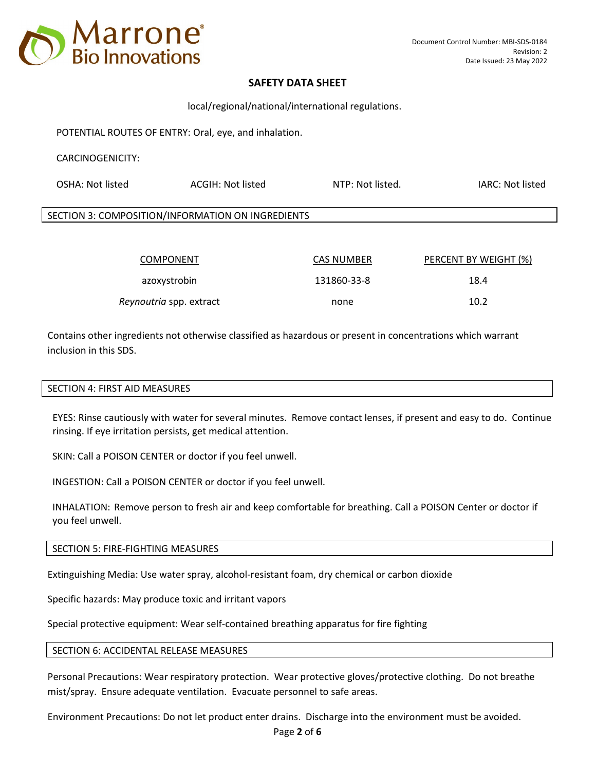local/regional/national/international regulations.

POTENTIAL ROUTES OF ENTRY: Oral, eye, and inhalation.

CARCINOGENICITY:

OSHA: Not listed ACGIH: Not listed NTP: Not listed. IARC: Not listed

## SECTION 3: COMPOSITION/INFORMATION ON INGREDIENTS

| COMPONENT | CAS NUMBER | PERCENT BY WEIGHT (%) |
|---|---|---|
| azoxystrobin | 131860-33-8 | 18.4 |
| *Reynoutria* spp. extract | none | 10.2 |

Contains other ingredients not otherwise classified as hazardous or present in concentrations which warrant inclusion in this SDS.

## SECTION 4: FIRST AID MEASURES

EYES: Rinse cautiously with water for several minutes. Remove contact lenses, if present and easy to do. Continue rinsing. If eye irritation persists, get medical attention.

SKIN: Call a POISON CENTER or doctor if you feel unwell.

INGESTION: Call a POISON CENTER or doctor if you feel unwell.

INHALATION: Remove person to fresh air and keep comfortable for breathing. Call a POISON Center or doctor if you feel unwell.

## SECTION 5: FIRE-FIGHTING MEASURES

Extinguishing Media: Use water spray, alcohol-resistant foam, dry chemical or carbon dioxide

Specific hazards: May produce toxic and irritant vapors

Special protective equipment: Wear self-contained breathing apparatus for fire fighting

## SECTION 6: ACCIDENTAL RELEASE MEASURES

Personal Precautions: Wear respiratory protection. Wear protective gloves/protective clothing. Do not breathe mist/spray. Ensure adequate ventilation. Evacuate personnel to safe areas.

Environment Precautions: Do not let product enter drains. Discharge into the environment must be avoided.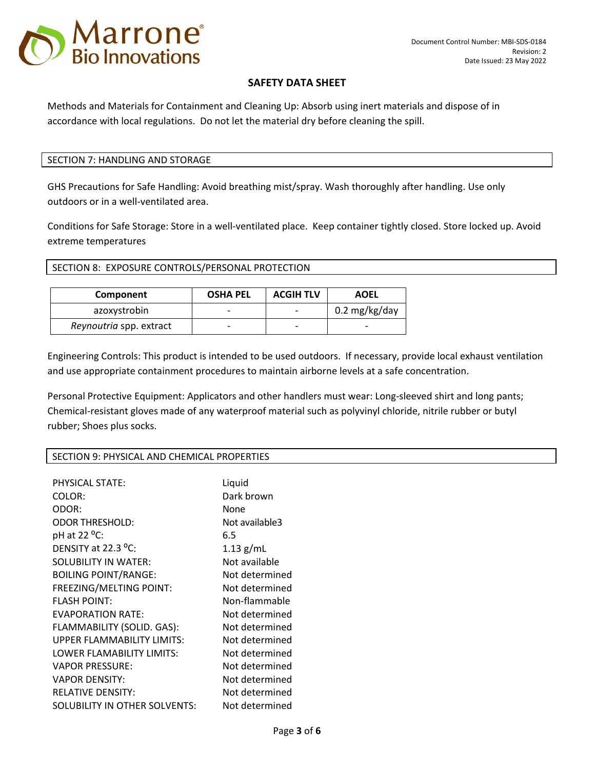Methods and Materials for Containment and Cleaning Up: Absorb using inert materials and dispose of in accordance with local regulations. Do not let the material dry before cleaning the spill.

## SECTION 7: HANDLING AND STORAGE

GHS Precautions for Safe Handling: Avoid breathing mist/spray. Wash thoroughly after handling. Use only outdoors or in a well-ventilated area.

Conditions for Safe Storage: Store in a well-ventilated place. Keep container tightly closed. Store locked up. Avoid extreme temperatures

## SECTION 8: EXPOSURE CONTROLS/PERSONAL PROTECTION

| Component | OSHA PEL | ACGIH TLV | AOEL |
|---|---|---|---|
| azoxystrobin | - | - | 0.2 mg/kg/day |
| *Reynoutria* spp. extract | - | - | - |

Engineering Controls: This product is intended to be used outdoors. If necessary, provide local exhaust ventilation and use appropriate containment procedures to maintain airborne levels at a safe concentration.

Personal Protective Equipment: Applicators and other handlers must wear: Long-sleeved shirt and long pants; Chemical-resistant gloves made of any waterproof material such as polyvinyl chloride, nitrile rubber or butyl rubber; Shoes plus socks.

## SECTION 9: PHYSICAL AND CHEMICAL PROPERTIES

| | |
|---|---|
| PHYSICAL STATE: | Liquid |
| COLOR: | Dark brown |
| ODOR: | None |
| ODOR THRESHOLD: | Not available3 |
| pH at 22 °C: | 6.5 |
| DENSITY at 22.3 °C: | 1.13 g/mL |
| SOLUBILITY IN WATER: | Not available |
| BOILING POINT/RANGE: | Not determined |
| FREEZING/MELTING POINT: | Not determined |
| FLASH POINT: | Non-flammable |
| EVAPORATION RATE: | Not determined |
| FLAMMABILITY (SOLID. GAS): | Not determined |
| UPPER FLAMMABILITY LIMITS: | Not determined |
| LOWER FLAMABILITY LIMITS: | Not determined |
| VAPOR PRESSURE: | Not determined |
| VAPOR DENSITY: | Not determined |
| RELATIVE DENSITY: | Not determined |
| SOLUBILITY IN OTHER SOLVENTS: | Not determined |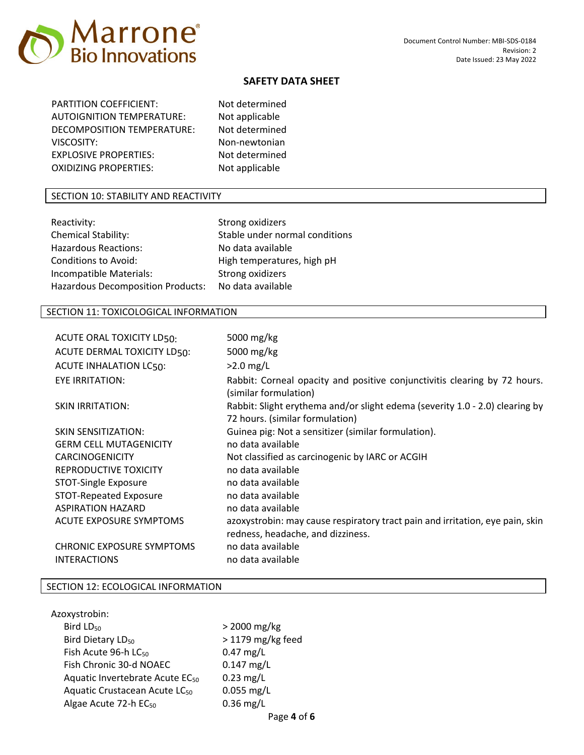| | |
|---|---|
| PARTITION COEFFICIENT: | Not determined |
| AUTOIGNITION TEMPERATURE: | Not applicable |
| DECOMPOSITION TEMPERATURE: | Not determined |
| VISCOSITY: | Non-newtonian |
| EXPLOSIVE PROPERTIES: | Not determined |
| OXIDIZING PROPERTIES: | Not applicable |

## SECTION 10: STABILITY AND REACTIVITY

| | |
|---|---|
| Reactivity: | Strong oxidizers |
| Chemical Stability: | Stable under normal conditions |
| Hazardous Reactions: | No data available |
| Conditions to Avoid: | High temperatures, high pH |
| Incompatible Materials: | Strong oxidizers |
| Hazardous Decomposition Products: | No data available |

## SECTION 11: TOXICOLOGICAL INFORMATION

| | |
|---|---|
| ACUTE ORAL TOXICITY $LD_{50}$: | 5000 mg/kg |
| ACUTE DERMAL TOXICITY $LD_{50}$: | 5000 mg/kg |
| ACUTE INHALATION $LC_{50}$: | >2.0 mg/L |
| EYE IRRITATION: | Rabbit: Corneal opacity and positive conjunctivitis clearing by 72 hours. (similar formulation) |
| SKIN IRRITATION: | Rabbit: Slight erythema and/or slight edema (severity 1.0 - 2.0) clearing by 72 hours. (similar formulation) |
| SKIN SENSITIZATION: | Guinea pig: Not a sensitizer (similar formulation). |
| GERM CELL MUTAGENICITY | no data available |
| CARCINOGENICITY | Not classified as carcinogenic by IARC or ACGIH |
| REPRODUCTIVE TOXICITY | no data available |
| STOT-Single Exposure | no data available |
| STOT-Repeated Exposure | no data available |
| ASPIRATION HAZARD | no data available |
| ACUTE EXPOSURE SYMPTOMS | azoxystrobin: may cause respiratory tract pain and irritation, eye pain, skin redness, headache, and dizziness. |
| CHRONIC EXPOSURE SYMPTOMS | no data available |
| INTERACTIONS | no data available |

## SECTION 12: ECOLOGICAL INFORMATION

Azoxystrobin:

| | |
|---|---|
| Bird $LD_{50}$ | > 2000 mg/kg |
| Bird Dietary $LD_{50}$ | > 1179 mg/kg feed |
| Fish Acute 96-h $LC_{50}$ | 0.47 mg/L |
| Fish Chronic 30-d NOAEC | 0.147 mg/L |
| Aquatic Invertebrate Acute $EC_{50}$ | 0.23 mg/L |
| Aquatic Crustacean Acute $LC_{50}$ | 0.055 mg/L |
| Algae Acute 72-h $EC_{50}$ | 0.36 mg/L |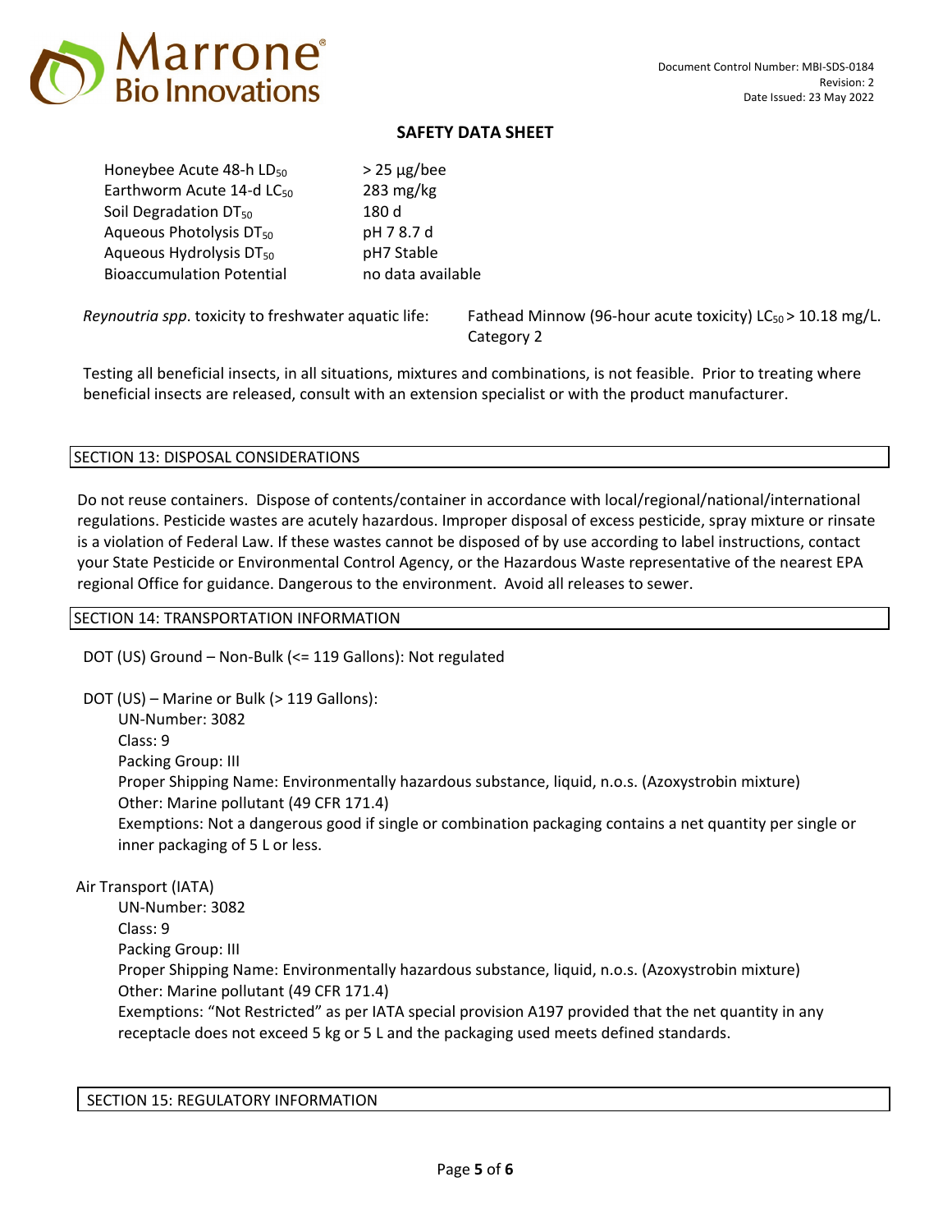| | |
|---|---|
| Honeybee Acute 48-h $LD_{50}$ | > 25 µg/bee |
| Earthworm Acute 14-d $LC_{50}$ | 283 mg/kg |
| Soil Degradation $DT_{50}$ | 180 d |
| Aqueous Photolysis $DT_{50}$ | pH 7 8.7 d |
| Aqueous Hydrolysis $DT_{50}$ | pH7 Stable |
| Bioaccumulation Potential | no data available |

*Reynoutria spp*. toxicity to freshwater aquatic life: Fathead Minnow (96-hour acute toxicity) $LC_{50}$ > 10.18 mg/L. Category 2

Testing all beneficial insects, in all situations, mixtures and combinations, is not feasible. Prior to treating where beneficial insects are released, consult with an extension specialist or with the product manufacturer.

## SECTION 13: DISPOSAL CONSIDERATIONS

Do not reuse containers. Dispose of contents/container in accordance with local/regional/national/international regulations. Pesticide wastes are acutely hazardous. Improper disposal of excess pesticide, spray mixture or rinsate is a violation of Federal Law. If these wastes cannot be disposed of by use according to label instructions, contact your State Pesticide or Environmental Control Agency, or the Hazardous Waste representative of the nearest EPA regional Office for guidance. Dangerous to the environment. Avoid all releases to sewer.

## SECTION 14: TRANSPORTATION INFORMATION

DOT (US) Ground – Non-Bulk (<= 119 Gallons): Not regulated

DOT (US) – Marine or Bulk (> 119 Gallons):

- UN-Number: 3082
- Class: 9
- Packing Group: III
- Proper Shipping Name: Environmentally hazardous substance, liquid, n.o.s. (Azoxystrobin mixture)
- Other: Marine pollutant (49 CFR 171.4)
- Exemptions: Not a dangerous good if single or combination packaging contains a net quantity per single or inner packaging of 5 L or less.

Air Transport (IATA)

- UN-Number: 3082
- Class: 9
- Packing Group: III
- Proper Shipping Name: Environmentally hazardous substance, liquid, n.o.s. (Azoxystrobin mixture)
- Other: Marine pollutant (49 CFR 171.4)
- Exemptions: "Not Restricted" as per IATA special provision A197 provided that the net quantity in any receptacle does not exceed 5 kg or 5 L and the packaging used meets defined standards.

## SECTION 15: REGULATORY INFORMATION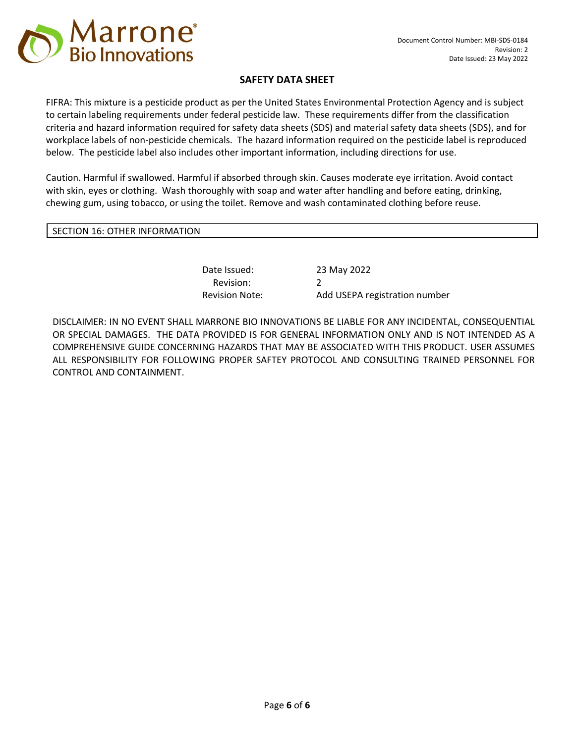FIFRA: This mixture is a pesticide product as per the United States Environmental Protection Agency and is subject to certain labeling requirements under federal pesticide law. These requirements differ from the classification criteria and hazard information required for safety data sheets (SDS) and material safety data sheets (SDS), and for workplace labels of non-pesticide chemicals. The hazard information required on the pesticide label is reproduced below. The pesticide label also includes other important information, including directions for use.

Caution. Harmful if swallowed. Harmful if absorbed through skin. Causes moderate eye irritation. Avoid contact with skin, eyes or clothing. Wash thoroughly with soap and water after handling and before eating, drinking, chewing gum, using tobacco, or using the toilet. Remove and wash contaminated clothing before reuse.

## SECTION 16: OTHER INFORMATION

| | |
|---|---|
| Date Issued: | 23 May 2022 |
| Revision: | 2 |
| Revision Note: | Add USEPA registration number |

DISCLAIMER: IN NO EVENT SHALL MARRONE BIO INNOVATIONS BE LIABLE FOR ANY INCIDENTAL, CONSEQUENTIAL OR SPECIAL DAMAGES. THE DATA PROVIDED IS FOR GENERAL INFORMATION ONLY AND IS NOT INTENDED AS A COMPREHENSIVE GUIDE CONCERNING HAZARDS THAT MAY BE ASSOCIATED WITH THIS PRODUCT. USER ASSUMES ALL RESPONSIBILITY FOR FOLLOWING PROPER SAFTEY PROTOCOL AND CONSULTING TRAINED PERSONNEL FOR CONTROL AND CONTAINMENT.